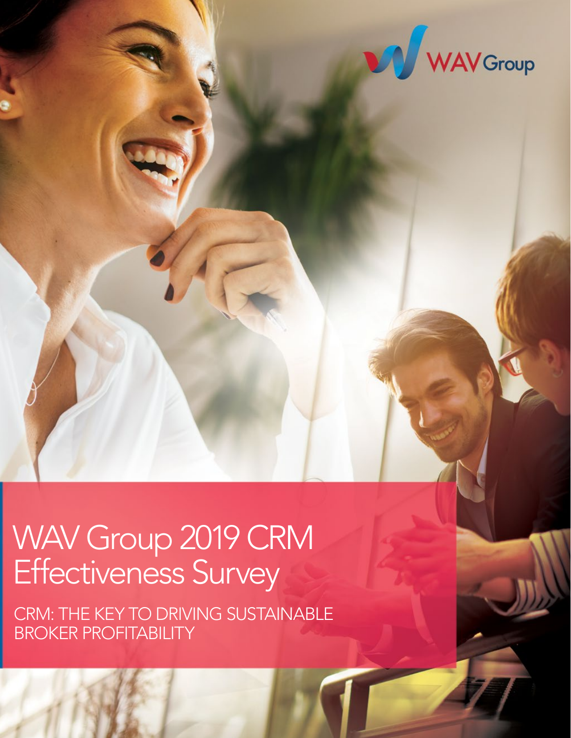WAV Group

# WAV Group 2019 CRM Effectiveness Survey

CRM: THE KEY TO DRIVING SUSTAINABLE BROKER PROFITABILITY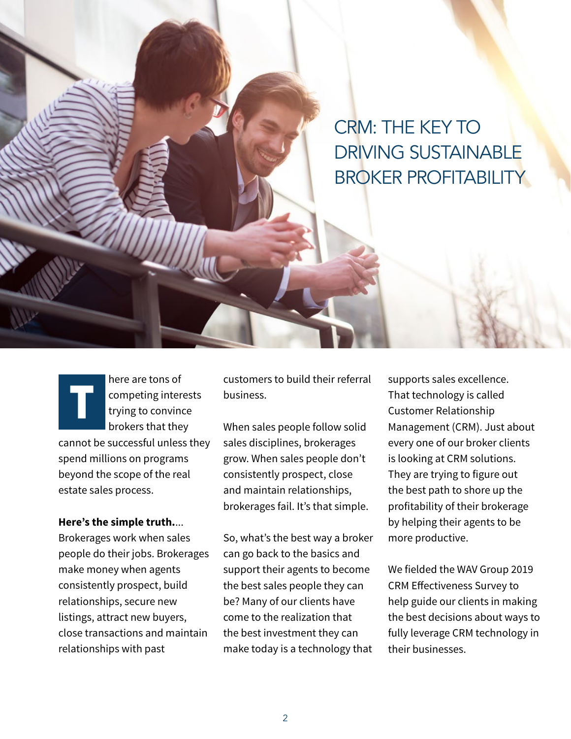# CRM: THE KEY TO DRIVING SUSTAINABLE BROKER PROFITABILITY

There are tons of competing interests trying to convince brokers that they cannot be successful unless they spend millions on programs beyond the scope of the real estate sales process.

**Here's the simple truth.**... Brokerages work when sales people do their jobs. Brokerages make money when agents consistently prospect, build relationships, secure new listings, attract new buyers, close transactions and maintain relationships with past customers to build their referral business.

When sales people follow solid sales disciplines, brokerages grow. When sales people don't consistently prospect, close and maintain relationships, brokerages fail. It's that simple.

So, what's the best way a broker can go back to the basics and support their agents to become the best sales people they can be? Many of our clients have come to the realization that the best investment they can make today is a technology that supports sales excellence. That technology is called Customer Relationship Management (CRM). Just about every one of our broker clients is looking at CRM solutions. They are trying to figure out the best path to shore up the profitability of their brokerage by helping their agents to be more productive.

We fielded the WAV Group 2019 CRM Effectiveness Survey to help guide our clients in making the best decisions about ways to fully leverage CRM technology in their businesses.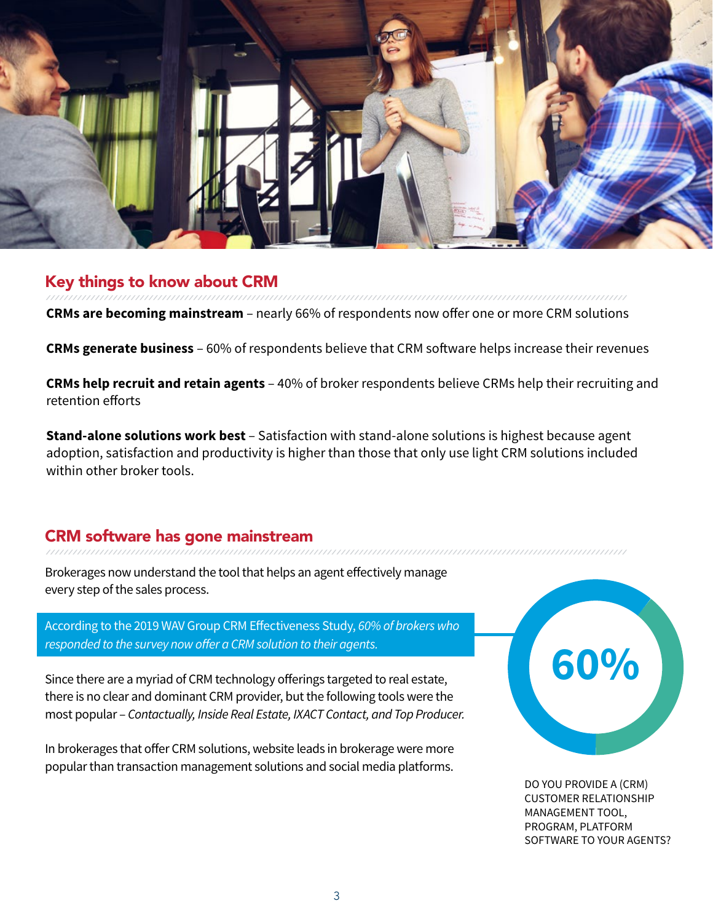## Key things to know about CRM

**CRMs are becoming mainstream** – nearly 66% of respondents now offer one or more CRM solutions

**CRMs generate business** – 60% of respondents believe that CRM software helps increase their revenues

**CRMs help recruit and retain agents** – 40% of broker respondents believe CRMs help their recruiting and retention efforts

**Stand-alone solutions work best** – Satisfaction with stand-alone solutions is highest because agent adoption, satisfaction and productivity is higher than those that only use light CRM solutions included within other broker tools.

## CRM software has gone mainstream

Brokerages now understand the tool that helps an agent effectively manage every step of the sales process.

According to the 2019 WAV Group CRM Effectiveness Study, *60% of brokers who responded to the survey now offer a CRM solution to their agents.*

Since there are a myriad of CRM technology offerings targeted to real estate, there is no clear and dominant CRM provider, but the following tools were the most popular – *Contactually, Inside Real Estate, IXACT Contact, and Top Producer.*

In brokerages that offer CRM solutions, website leads in brokerage were more popular than transaction management solutions and social media platforms.

60%

DO YOU PROVIDE A (CRM) CUSTOMER RELATIONSHIP MANAGEMENT TOOL, PROGRAM, PLATFORM SOFTWARE TO YOUR AGENTS?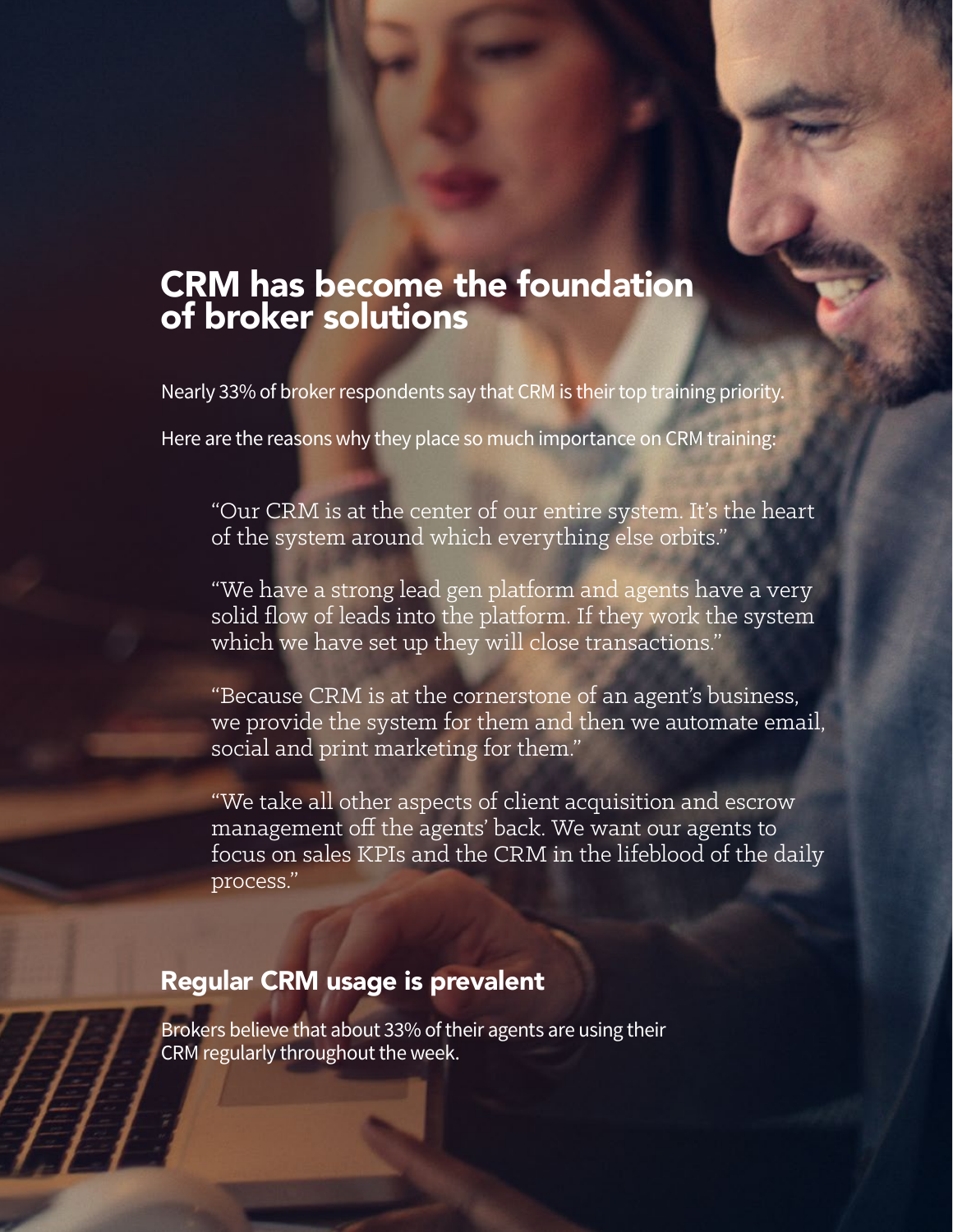# CRM has become the foundation of broker solutions

Nearly 33% of broker respondents say that CRM is their top training priority.

Here are the reasons why they place so much importance on CRM training:

> "Our CRM is at the center of our entire system. It's the heart of the system around which everything else orbits."

> "We have a strong lead gen platform and agents have a very solid flow of leads into the platform. If they work the system which we have set up they will close transactions."

> "Because CRM is at the cornerstone of an agent's business, we provide the system for them and then we automate email, social and print marketing for them."

> "We take all other aspects of client acquisition and escrow management off the agents' back. We want our agents to focus on sales KPIs and the CRM in the lifeblood of the daily process."

## Regular CRM usage is prevalent

Brokers believe that about 33% of their agents are using their CRM regularly throughout the week.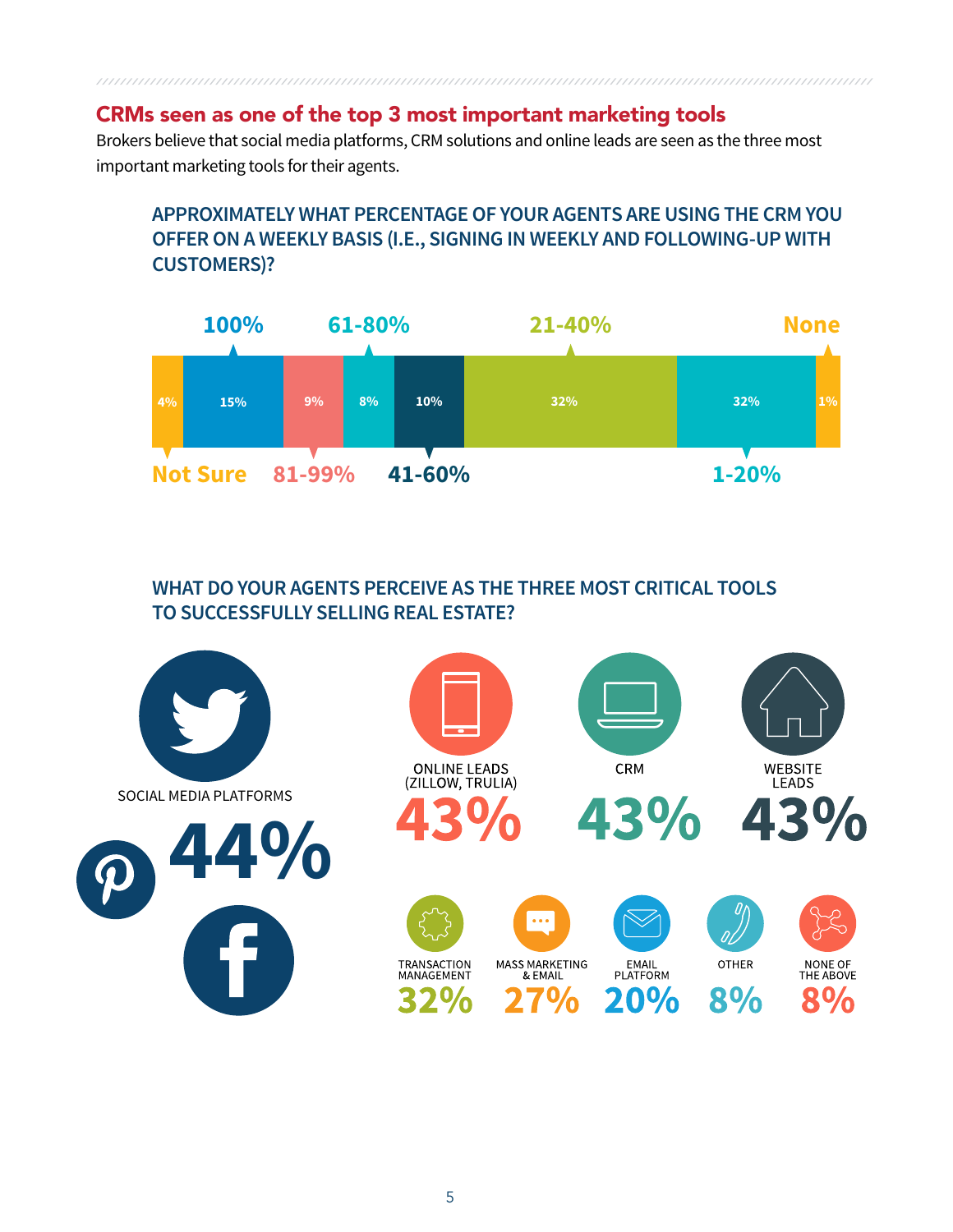## CRMs seen as one of the top 3 most important marketing tools

Brokers believe that social media platforms, CRM solutions and online leads are seen as the three most important marketing tools for their agents.

### APPROXIMATELY WHAT PERCENTAGE OF YOUR AGENTS ARE USING THE CRM YOU OFFER ON A WEEKLY BASIS (I.E., SIGNING IN WEEKLY AND FOLLOWING-UP WITH CUSTOMERS)?

| Response | Percentage |
|---|---|
| Not Sure | 4% |
| 100% | 15% |
| 81-99% | 9% |
| 61-80% | 8% |
| 41-60% | 10% |
| 21-40% | 32% |
| 1-20% | 32% |
| None | 1% |

### WHAT DO YOUR AGENTS PERCEIVE AS THE THREE MOST CRITICAL TOOLS TO SUCCESSFULLY SELLING REAL ESTATE?

| Tool | Percentage |
|---|---|
| SOCIAL MEDIA PLATFORMS | 44% |
| ONLINE LEADS (ZILLOW, TRULIA) | 43% |
| CRM | 43% |
| WEBSITE LEADS | 43% |
| TRANSACTION MANAGEMENT | 32% |
| MASS MARKETING & EMAIL | 27% |
| EMAIL PLATFORM | 20% |
| OTHER | 8% |
| NONE OF THE ABOVE | 8% |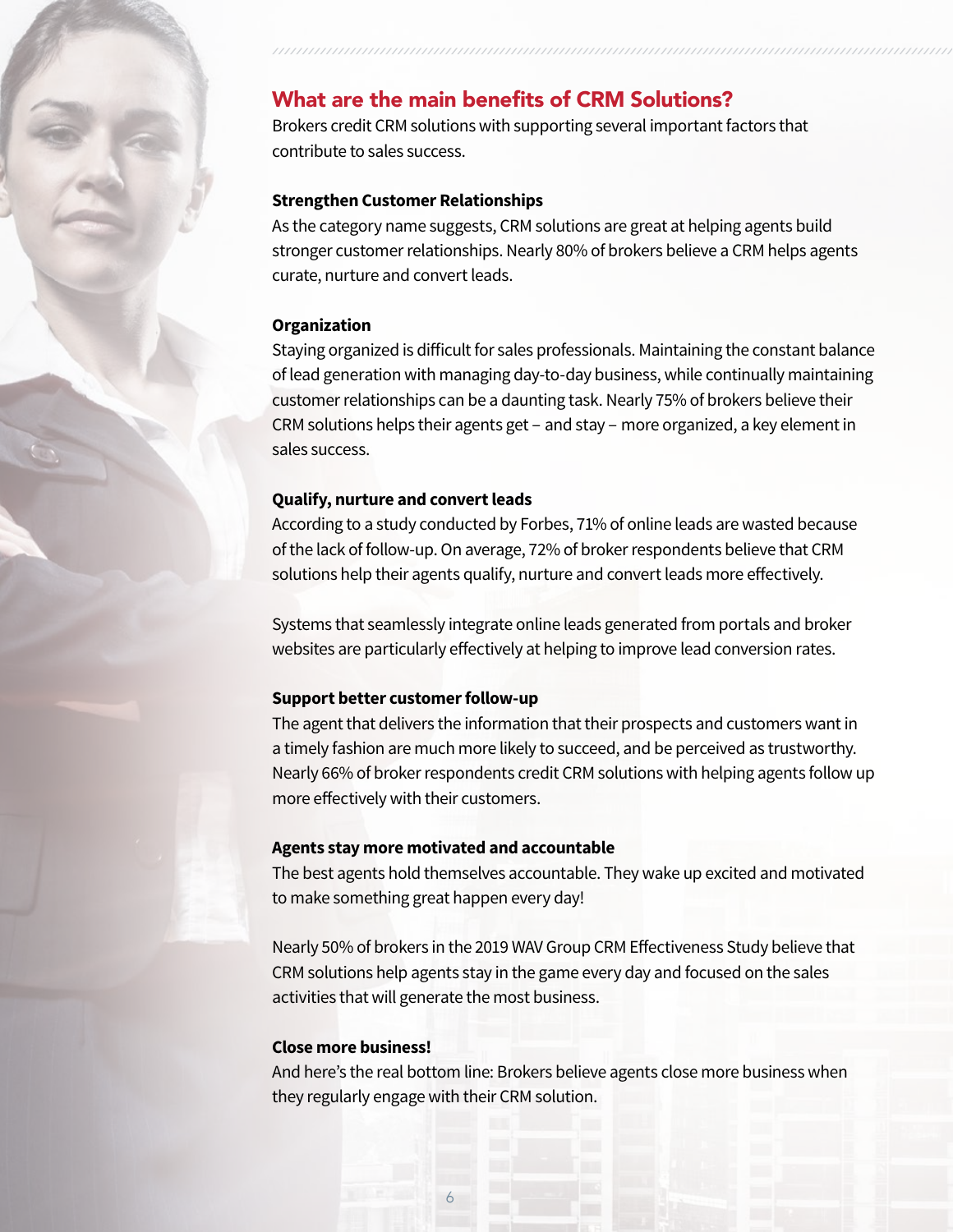## What are the main benefits of CRM Solutions?

Brokers credit CRM solutions with supporting several important factors that contribute to sales success.

**Strengthen Customer Relationships**

As the category name suggests, CRM solutions are great at helping agents build stronger customer relationships. Nearly 80% of brokers believe a CRM helps agents curate, nurture and convert leads.

**Organization**

Staying organized is difficult for sales professionals. Maintaining the constant balance of lead generation with managing day-to-day business, while continually maintaining customer relationships can be a daunting task. Nearly 75% of brokers believe their CRM solutions helps their agents get – and stay – more organized, a key element in sales success.

**Qualify, nurture and convert leads**

According to a study conducted by Forbes, 71% of online leads are wasted because of the lack of follow-up. On average, 72% of broker respondents believe that CRM solutions help their agents qualify, nurture and convert leads more effectively.

Systems that seamlessly integrate online leads generated from portals and broker websites are particularly effectively at helping to improve lead conversion rates.

**Support better customer follow-up**

The agent that delivers the information that their prospects and customers want in a timely fashion are much more likely to succeed, and be perceived as trustworthy. Nearly 66% of broker respondents credit CRM solutions with helping agents follow up more effectively with their customers.

**Agents stay more motivated and accountable**

The best agents hold themselves accountable. They wake up excited and motivated to make something great happen every day!

Nearly 50% of brokers in the 2019 WAV Group CRM Effectiveness Study believe that CRM solutions help agents stay in the game every day and focused on the sales activities that will generate the most business.

**Close more business!**

And here's the real bottom line: Brokers believe agents close more business when they regularly engage with their CRM solution.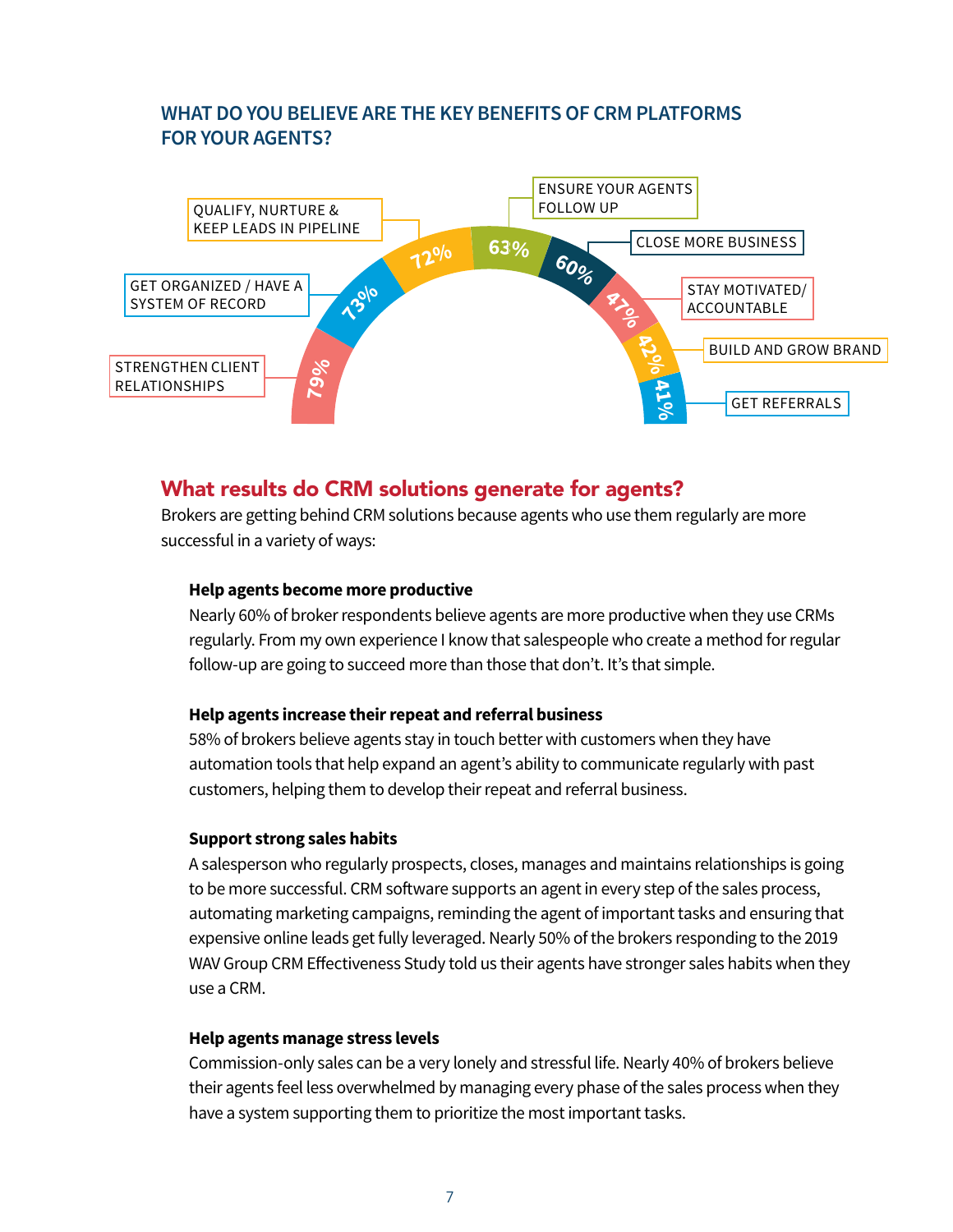## WHAT DO YOU BELIEVE ARE THE KEY BENEFITS OF CRM PLATFORMS FOR YOUR AGENTS?

| Benefit | Percentage |
|---|---|
| STRENGTHEN CLIENT RELATIONSHIPS | 79% |
| GET ORGANIZED / HAVE A SYSTEM OF RECORD | 73% |
| QUALIFY, NURTURE & KEEP LEADS IN PIPELINE | 72% |
| ENSURE YOUR AGENTS FOLLOW UP | 63% |
| CLOSE MORE BUSINESS | 60% |
| STAY MOTIVATED/ ACCOUNTABLE | 47% |
| BUILD AND GROW BRAND | 42% |
| GET REFERRALS | 41% |

## What results do CRM solutions generate for agents?

Brokers are getting behind CRM solutions because agents who use them regularly are more successful in a variety of ways:

**Help agents become more productive**

Nearly 60% of broker respondents believe agents are more productive when they use CRMs regularly. From my own experience I know that salespeople who create a method for regular follow-up are going to succeed more than those that don't. It's that simple.

**Help agents increase their repeat and referral business**

58% of brokers believe agents stay in touch better with customers when they have automation tools that help expand an agent's ability to communicate regularly with past customers, helping them to develop their repeat and referral business.

**Support strong sales habits**

A salesperson who regularly prospects, closes, manages and maintains relationships is going to be more successful. CRM software supports an agent in every step of the sales process, automating marketing campaigns, reminding the agent of important tasks and ensuring that expensive online leads get fully leveraged. Nearly 50% of the brokers responding to the 2019 WAV Group CRM Effectiveness Study told us their agents have stronger sales habits when they use a CRM.

**Help agents manage stress levels**

Commission-only sales can be a very lonely and stressful life. Nearly 40% of brokers believe their agents feel less overwhelmed by managing every phase of the sales process when they have a system supporting them to prioritize the most important tasks.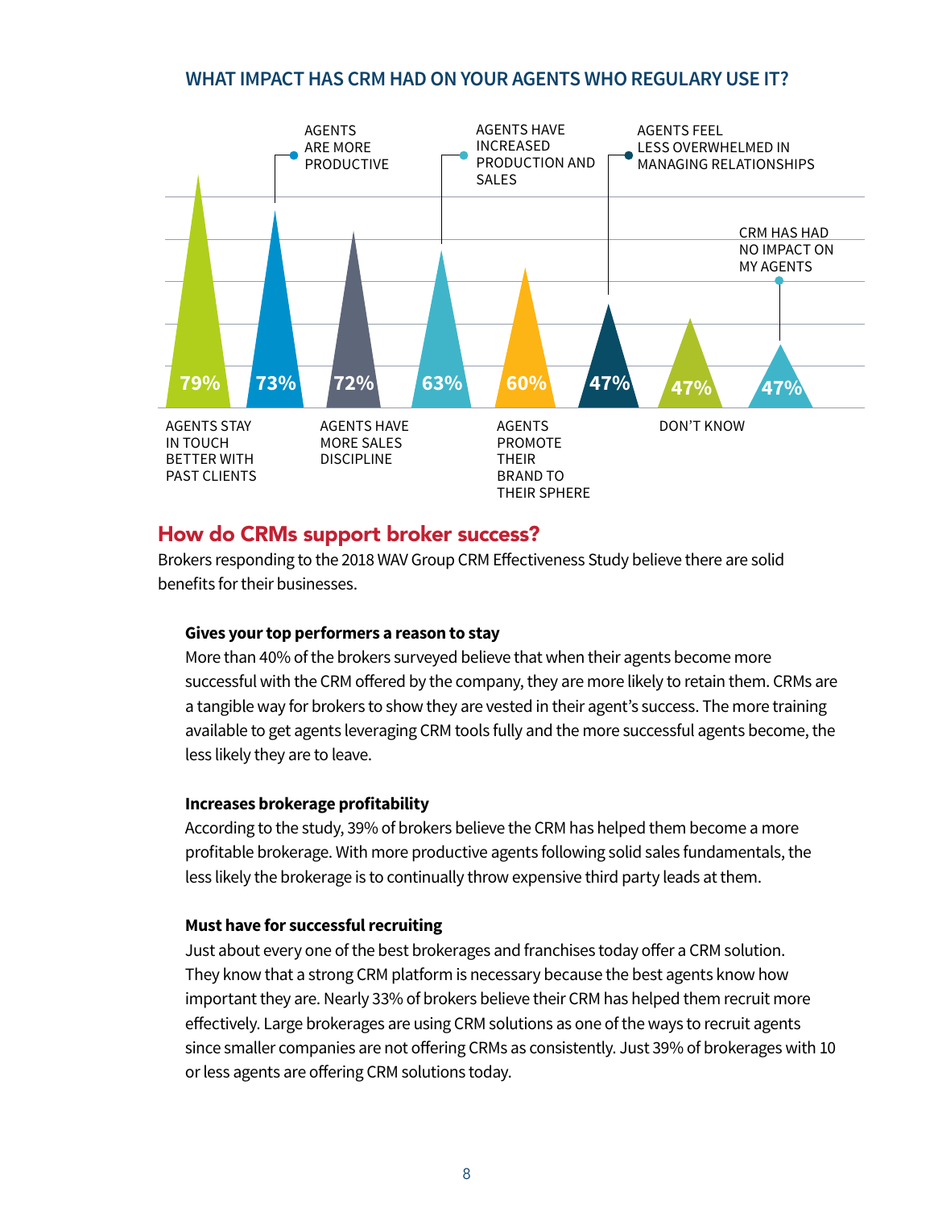## WHAT IMPACT HAS CRM HAD ON YOUR AGENTS WHO REGULARY USE IT?

| Response | % |
|---|---|
| AGENTS STAY IN TOUCH BETTER WITH PAST CLIENTS | 79% |
| AGENTS ARE MORE PRODUCTIVE | 73% |
| AGENTS HAVE MORE SALES DISCIPLINE | 72% |
| AGENTS HAVE INCREASED PRODUCTION AND SALES | 63% |
| AGENTS PROMOTE THEIR BRAND TO THEIR SPHERE | 60% |
| AGENTS FEEL LESS OVERWHELMED IN MANAGING RELATIONSHIPS | 47% |
| DON'T KNOW | 47% |
| CRM HAS HAD NO IMPACT ON MY AGENTS | 47% |

## How do CRMs support broker success?

Brokers responding to the 2018 WAV Group CRM Effectiveness Study believe there are solid benefits for their businesses.

**Gives your top performers a reason to stay**

More than 40% of the brokers surveyed believe that when their agents become more successful with the CRM offered by the company, they are more likely to retain them. CRMs are a tangible way for brokers to show they are vested in their agent's success. The more training available to get agents leveraging CRM tools fully and the more successful agents become, the less likely they are to leave.

**Increases brokerage profitability**

According to the study, 39% of brokers believe the CRM has helped them become a more profitable brokerage. With more productive agents following solid sales fundamentals, the less likely the brokerage is to continually throw expensive third party leads at them.

**Must have for successful recruiting**

Just about every one of the best brokerages and franchises today offer a CRM solution. They know that a strong CRM platform is necessary because the best agents know how important they are. Nearly 33% of brokers believe their CRM has helped them recruit more effectively. Large brokerages are using CRM solutions as one of the ways to recruit agents since smaller companies are not offering CRMs as consistently. Just 39% of brokerages with 10 or less agents are offering CRM solutions today.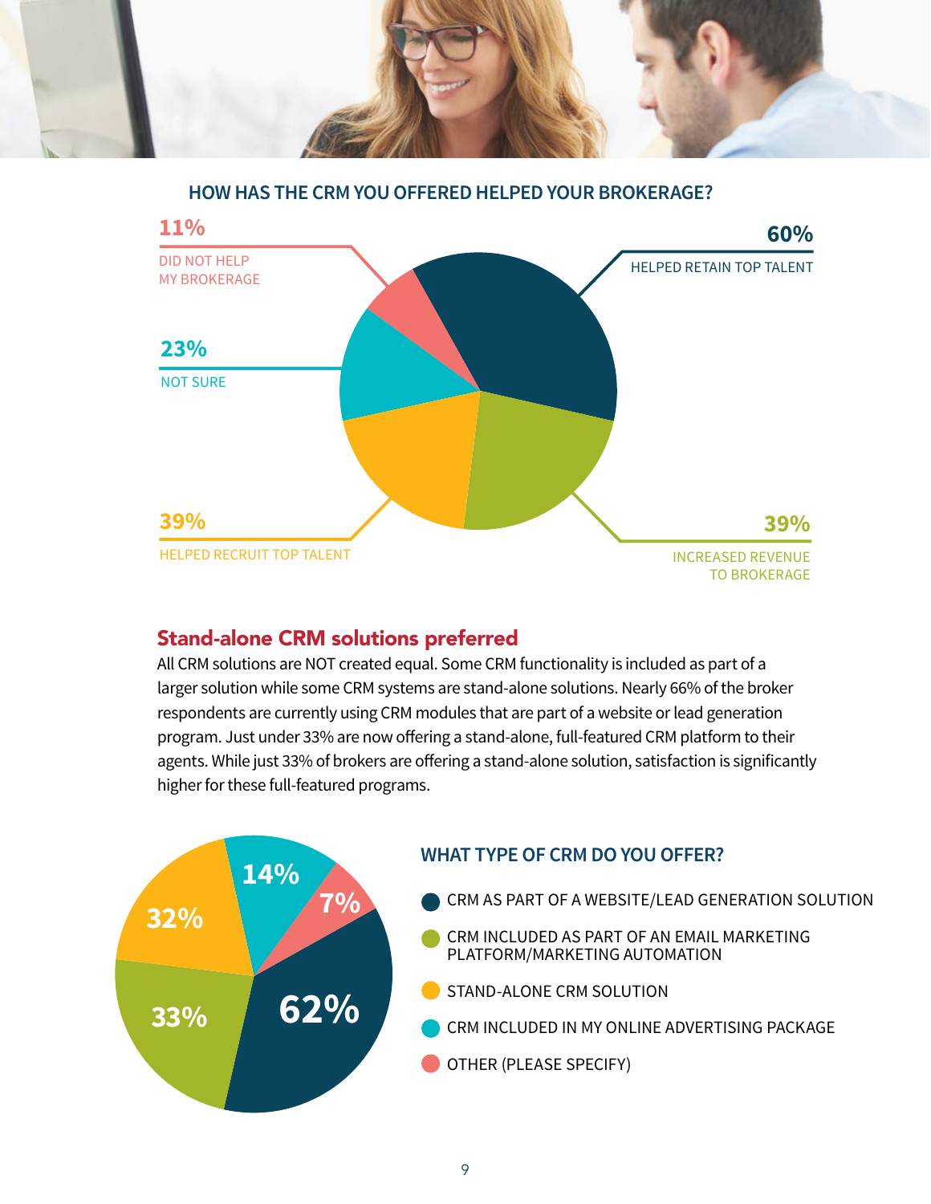## HOW HAS THE CRM YOU OFFERED HELPED YOUR BROKERAGE?

| Response | Percentage |
| --- | --- |
| HELPED RETAIN TOP TALENT | 60% |
| INCREASED REVENUE TO BROKERAGE | 39% |
| HELPED RECRUIT TOP TALENT | 39% |
| NOT SURE | 23% |
| DID NOT HELP MY BROKERAGE | 11% |

## Stand-alone CRM solutions preferred

All CRM solutions are NOT created equal. Some CRM functionality is included as part of a larger solution while some CRM systems are stand-alone solutions. Nearly 66% of the broker respondents are currently using CRM modules that are part of a website or lead generation program. Just under 33% are now offering a stand-alone, full-featured CRM platform to their agents. While just 33% of brokers are offering a stand-alone solution, satisfaction is significantly higher for these full-featured programs.

## WHAT TYPE OF CRM DO YOU OFFER?

| CRM Type | Percentage |
| --- | --- |
| CRM AS PART OF A WEBSITE/LEAD GENERATION SOLUTION | 62% |
| CRM INCLUDED AS PART OF AN EMAIL MARKETING PLATFORM/MARKETING AUTOMATION | 33% |
| STAND-ALONE CRM SOLUTION | 32% |
| CRM INCLUDED IN MY ONLINE ADVERTISING PACKAGE | 14% |
| OTHER (PLEASE SPECIFY) | 7% |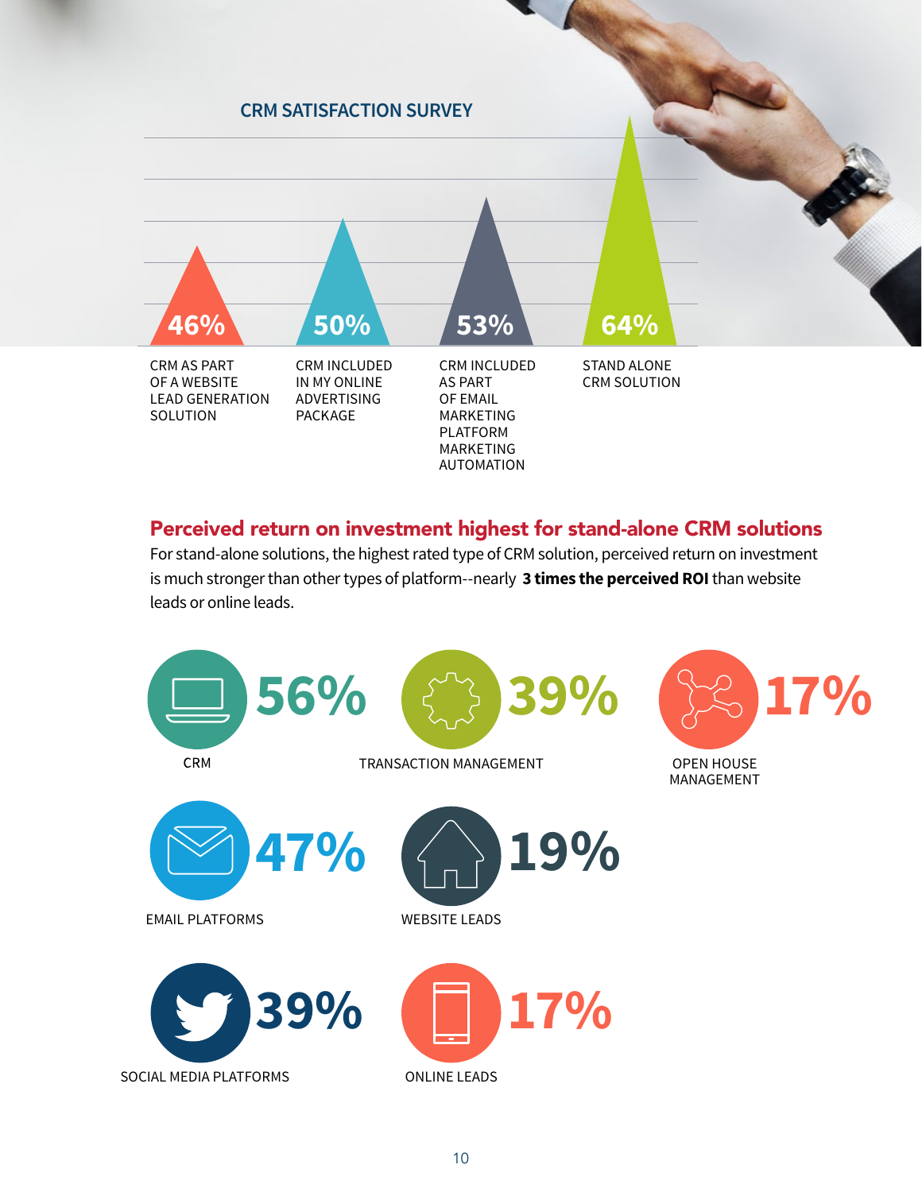## CRM SATISFACTION SURVEY

| CRM AS PART OF A WEBSITE LEAD GENERATION SOLUTION | CRM INCLUDED IN MY ONLINE ADVERTISING PACKAGE | CRM INCLUDED AS PART OF EMAIL MARKETING PLATFORM MARKETING AUTOMATION | STAND ALONE CRM SOLUTION |
|---|---|---|---|
| 46% | 50% | 53% | 64% |

## Perceived return on investment highest for stand-alone CRM solutions

For stand-alone solutions, the highest rated type of CRM solution, perceived return on investment is much stronger than other types of platform--nearly **3 times the perceived ROI** than website leads or online leads.

| Category | Percentage |
|---|---|
| CRM | 56% |
| TRANSACTION MANAGEMENT | 39% |
| OPEN HOUSE MANAGEMENT | 17% |
| EMAIL PLATFORMS | 47% |
| WEBSITE LEADS | 19% |
| SOCIAL MEDIA PLATFORMS | 39% |
| ONLINE LEADS | 17% |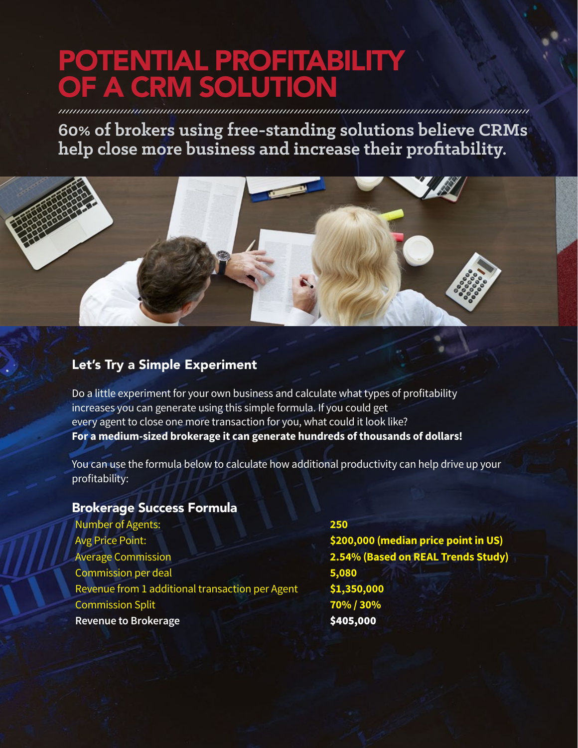# POTENTIAL PROFITABILITY OF A CRM SOLUTION

**60% of brokers using free-standing solutions believe CRMs help close more business and increase their profitability.**

## Let's Try a Simple Experiment

Do a little experiment for your own business and calculate what types of profitability increases you can generate using this simple formula. If you could get every agent to close one more transaction for you, what could it look like? **For a medium-sized brokerage it can generate hundreds of thousands of dollars!**

You can use the formula below to calculate how additional productivity can help drive up your profitability:

## Brokerage Success Formula

| | |
|---|---|
| Number of Agents: | **250** |
| Avg Price Point: | **$200,000 (median price point in US)** |
| Average Commission | **2.54% (Based on REAL Trends Study)** |
| Commission per deal | **5,080** |
| Revenue from 1 additional transaction per Agent | **$1,350,000** |
| Commission Split | **70% / 30%** |
| **Revenue to Brokerage** | **$405,000** |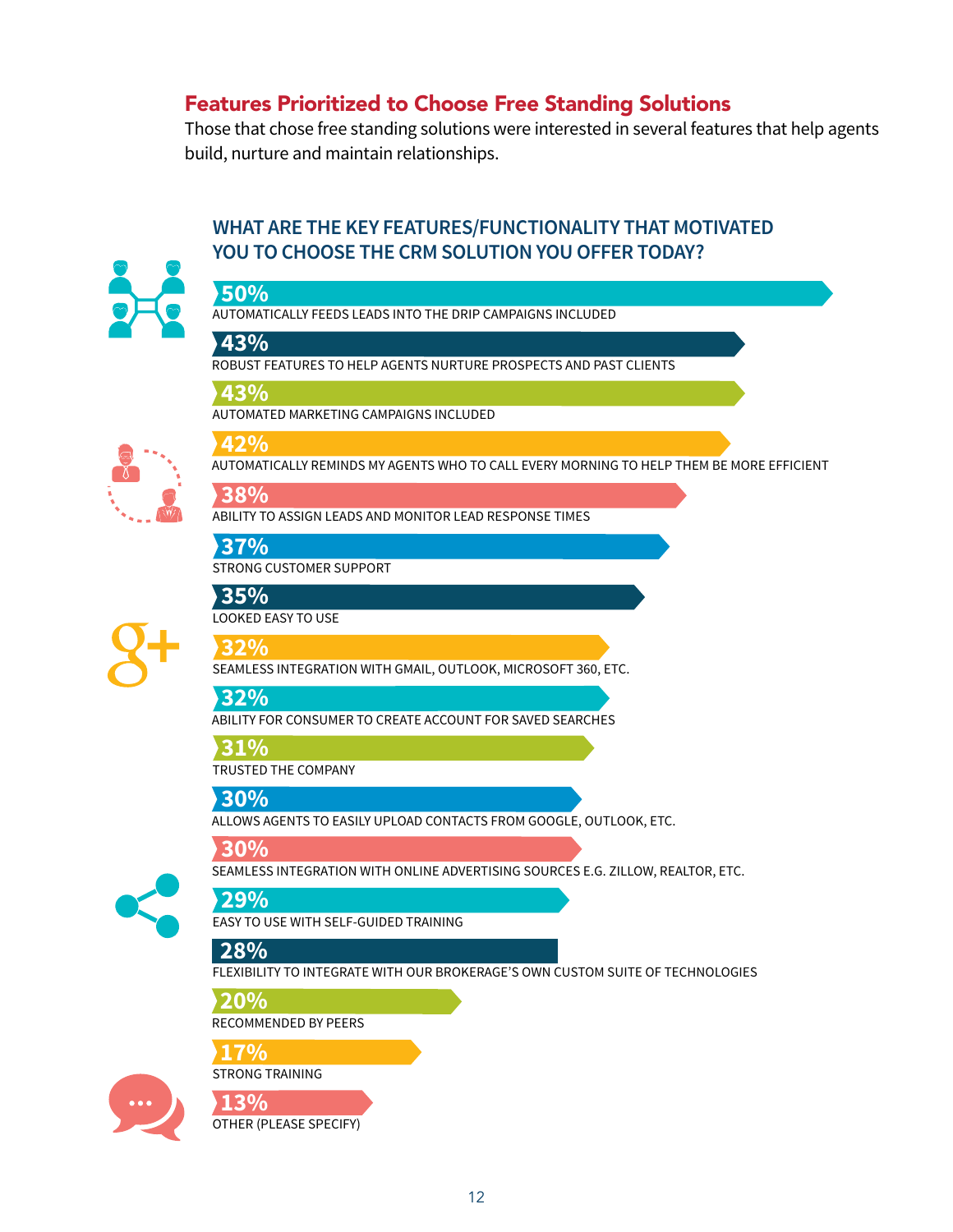## Features Prioritized to Choose Free Standing Solutions

Those that chose free standing solutions were interested in several features that help agents build, nurture and maintain relationships.

### WHAT ARE THE KEY FEATURES/FUNCTIONALITY THAT MOTIVATED YOU TO CHOOSE THE CRM SOLUTION YOU OFFER TODAY?

| Percentage | Feature |
|---|---|
| 50% | AUTOMATICALLY FEEDS LEADS INTO THE DRIP CAMPAIGNS INCLUDED |
| 43% | ROBUST FEATURES TO HELP AGENTS NURTURE PROSPECTS AND PAST CLIENTS |
| 43% | AUTOMATED MARKETING CAMPAIGNS INCLUDED |
| 42% | AUTOMATICALLY REMINDS MY AGENTS WHO TO CALL EVERY MORNING TO HELP THEM BE MORE EFFICIENT |
| 38% | ABILITY TO ASSIGN LEADS AND MONITOR LEAD RESPONSE TIMES |
| 37% | STRONG CUSTOMER SUPPORT |
| 35% | LOOKED EASY TO USE |
| 32% | SEAMLESS INTEGRATION WITH GMAIL, OUTLOOK, MICROSOFT 360, ETC. |
| 32% | ABILITY FOR CONSUMER TO CREATE ACCOUNT FOR SAVED SEARCHES |
| 31% | TRUSTED THE COMPANY |
| 30% | ALLOWS AGENTS TO EASILY UPLOAD CONTACTS FROM GOOGLE, OUTLOOK, ETC. |
| 30% | SEAMLESS INTEGRATION WITH ONLINE ADVERTISING SOURCES E.G. ZILLOW, REALTOR, ETC. |
| 29% | EASY TO USE WITH SELF-GUIDED TRAINING |
| 28% | FLEXIBILITY TO INTEGRATE WITH OUR BROKERAGE'S OWN CUSTOM SUITE OF TECHNOLOGIES |
| 20% | RECOMMENDED BY PEERS |
| 17% | STRONG TRAINING |
| 13% | OTHER (PLEASE SPECIFY) |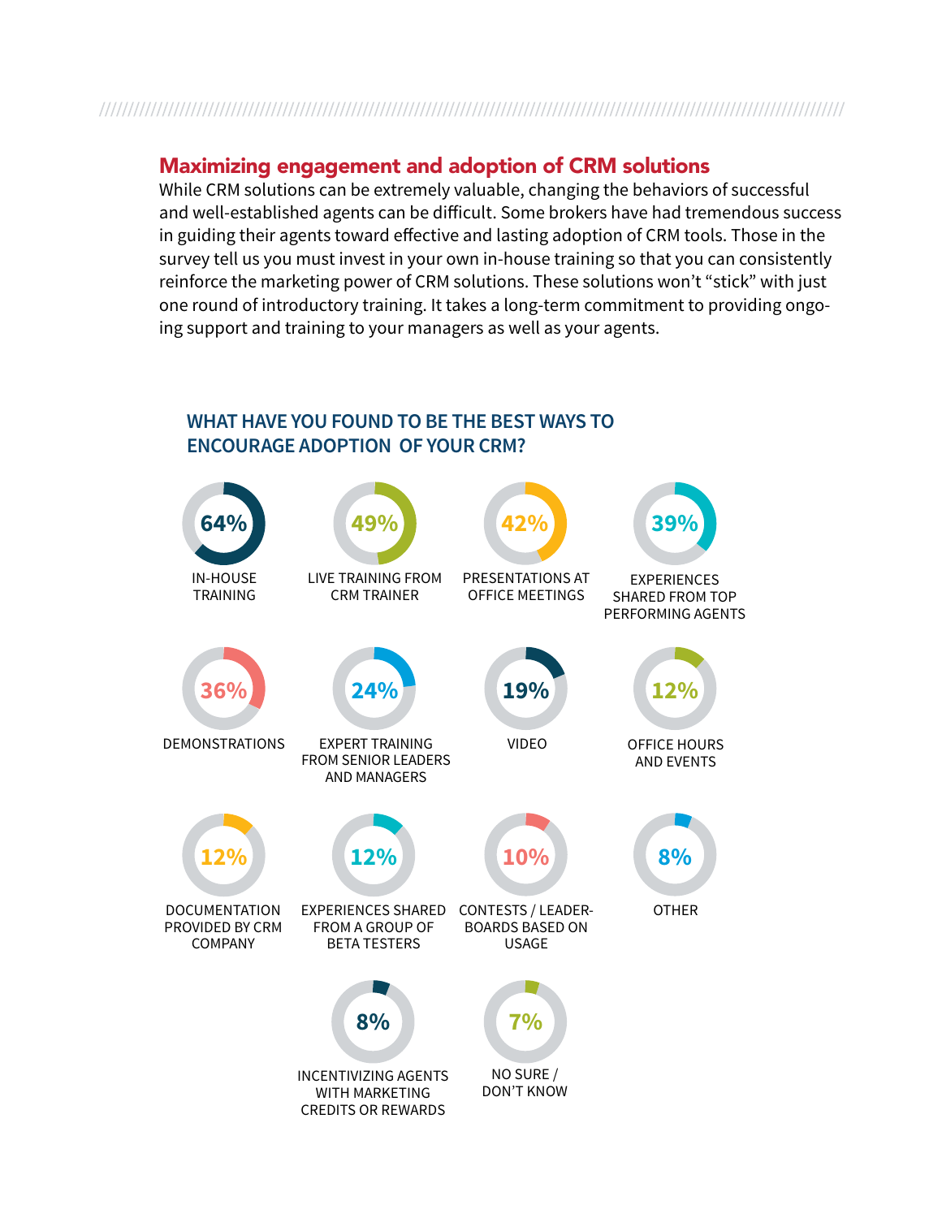## Maximizing engagement and adoption of CRM solutions

While CRM solutions can be extremely valuable, changing the behaviors of successful and well-established agents can be difficult. Some brokers have had tremendous success in guiding their agents toward effective and lasting adoption of CRM tools. Those in the survey tell us you must invest in your own in-house training so that you can consistently reinforce the marketing power of CRM solutions. These solutions won't "stick" with just one round of introductory training. It takes a long-term commitment to providing ongoing support and training to your managers as well as your agents.

### WHAT HAVE YOU FOUND TO BE THE BEST WAYS TO ENCOURAGE ADOPTION OF YOUR CRM?

| Method | Percentage |
| --- | --- |
| IN-HOUSE TRAINING | 64% |
| LIVE TRAINING FROM CRM TRAINER | 49% |
| PRESENTATIONS AT OFFICE MEETINGS | 42% |
| EXPERIENCES SHARED FROM TOP PERFORMING AGENTS | 39% |
| DEMONSTRATIONS | 36% |
| EXPERT TRAINING FROM SENIOR LEADERS AND MANAGERS | 24% |
| VIDEO | 19% |
| OFFICE HOURS AND EVENTS | 12% |
| DOCUMENTATION PROVIDED BY CRM COMPANY | 12% |
| EXPERIENCES SHARED FROM A GROUP OF BETA TESTERS | 12% |
| CONTESTS / LEADER-BOARDS BASED ON USAGE | 10% |
| OTHER | 8% |
| INCENTIVIZING AGENTS WITH MARKETING CREDITS OR REWARDS | 8% |
| NO SURE / DON'T KNOW | 7% |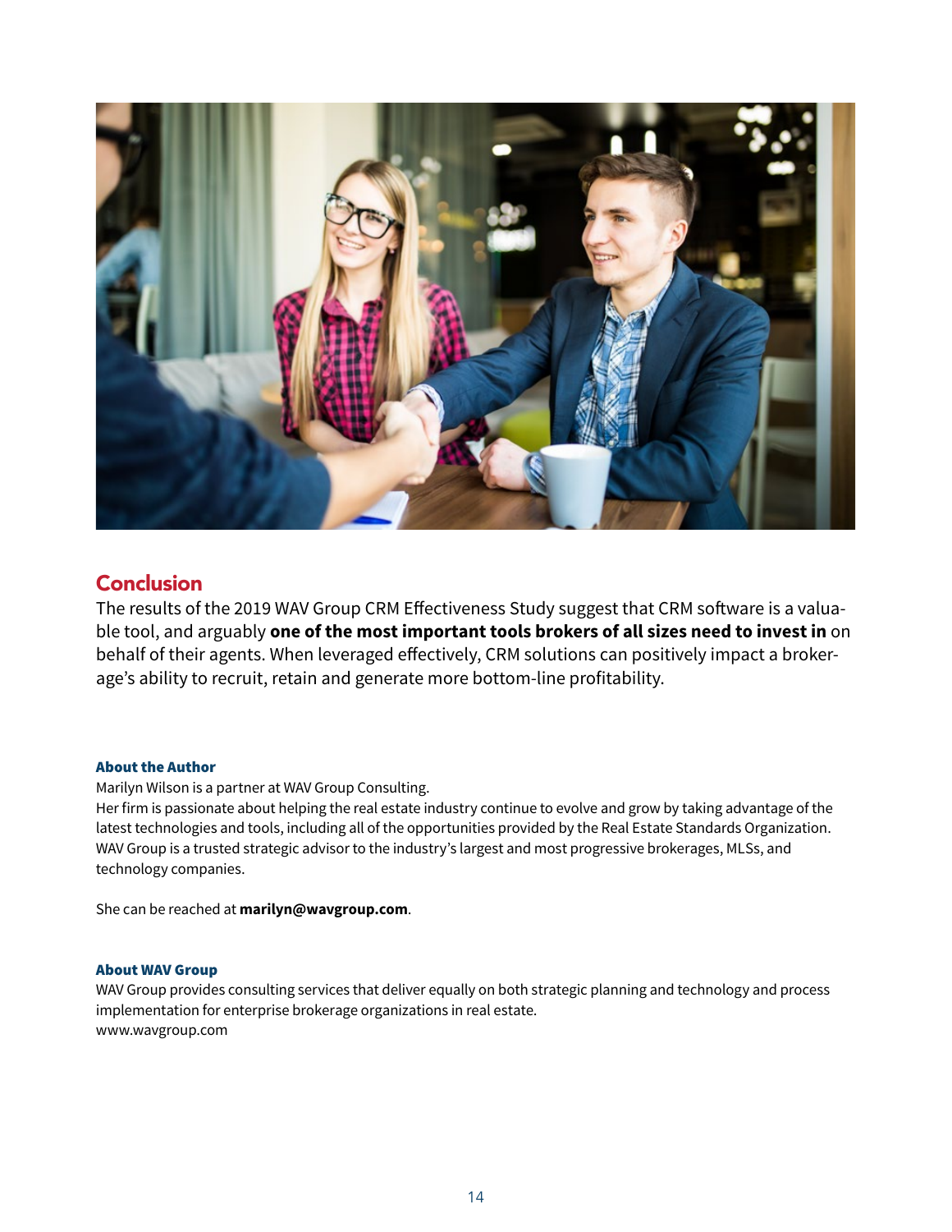## Conclusion

The results of the 2019 WAV Group CRM Effectiveness Study suggest that CRM software is a valuable tool, and arguably **one of the most important tools brokers of all sizes need to invest in** on behalf of their agents. When leveraged effectively, CRM solutions can positively impact a brokerage's ability to recruit, retain and generate more bottom-line profitability.

### About the Author

Marilyn Wilson is a partner at WAV Group Consulting.
Her firm is passionate about helping the real estate industry continue to evolve and grow by taking advantage of the latest technologies and tools, including all of the opportunities provided by the Real Estate Standards Organization. WAV Group is a trusted strategic advisor to the industry's largest and most progressive brokerages, MLSs, and technology companies.

She can be reached at **marilyn@wavgroup.com**.

### About WAV Group

WAV Group provides consulting services that deliver equally on both strategic planning and technology and process implementation for enterprise brokerage organizations in real estate.
www.wavgroup.com